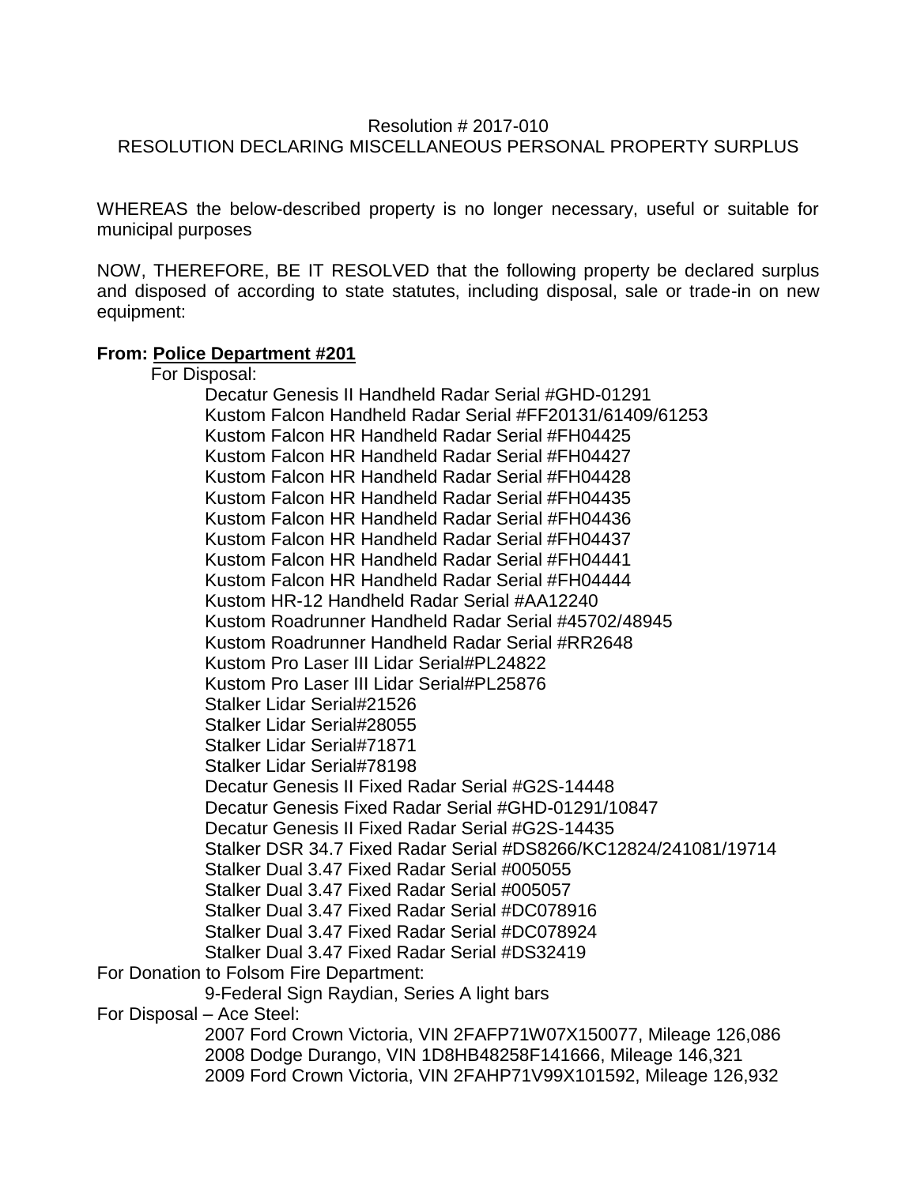Resolution # 2017-010

RESOLUTION DECLARING MISCELLANEOUS PERSONAL PROPERTY SURPLUS

WHEREAS the below-described property is no longer necessary, useful or suitable for municipal purposes

NOW, THEREFORE, BE IT RESOLVED that the following property be declared surplus and disposed of according to state statutes, including disposal, sale or trade-in on new equipment:

**From: Police Department #201**

For Disposal:

- Decatur Genesis II Handheld Radar Serial #GHD-01291
- Kustom Falcon Handheld Radar Serial #FF20131/61409/61253
- Kustom Falcon HR Handheld Radar Serial #FH04425
- Kustom Falcon HR Handheld Radar Serial #FH04427
- Kustom Falcon HR Handheld Radar Serial #FH04428
- Kustom Falcon HR Handheld Radar Serial #FH04435
- Kustom Falcon HR Handheld Radar Serial #FH04436
- Kustom Falcon HR Handheld Radar Serial #FH04437
- Kustom Falcon HR Handheld Radar Serial #FH04441
- Kustom Falcon HR Handheld Radar Serial #FH04444
- Kustom HR-12 Handheld Radar Serial #AA12240
- Kustom Roadrunner Handheld Radar Serial #45702/48945
- Kustom Roadrunner Handheld Radar Serial #RR2648
- Kustom Pro Laser III Lidar Serial#PL24822
- Kustom Pro Laser III Lidar Serial#PL25876
- Stalker Lidar Serial#21526
- Stalker Lidar Serial#28055
- Stalker Lidar Serial#71871
- Stalker Lidar Serial#78198
- Decatur Genesis II Fixed Radar Serial #G2S-14448
- Decatur Genesis Fixed Radar Serial #GHD-01291/10847
- Decatur Genesis II Fixed Radar Serial #G2S-14435
- Stalker DSR 34.7 Fixed Radar Serial #DS8266/KC12824/241081/19714
- Stalker Dual 3.47 Fixed Radar Serial #005055
- Stalker Dual 3.47 Fixed Radar Serial #005057
- Stalker Dual 3.47 Fixed Radar Serial #DC078916
- Stalker Dual 3.47 Fixed Radar Serial #DC078924
- Stalker Dual 3.47 Fixed Radar Serial #DS32419

For Donation to Folsom Fire Department:

- 9-Federal Sign Raydian, Series A light bars

For Disposal – Ace Steel:

- 2007 Ford Crown Victoria, VIN 2FAFP71W07X150077, Mileage 126,086
- 2008 Dodge Durango, VIN 1D8HB48258F141666, Mileage 146,321
- 2009 Ford Crown Victoria, VIN 2FAHP71V99X101592, Mileage 126,932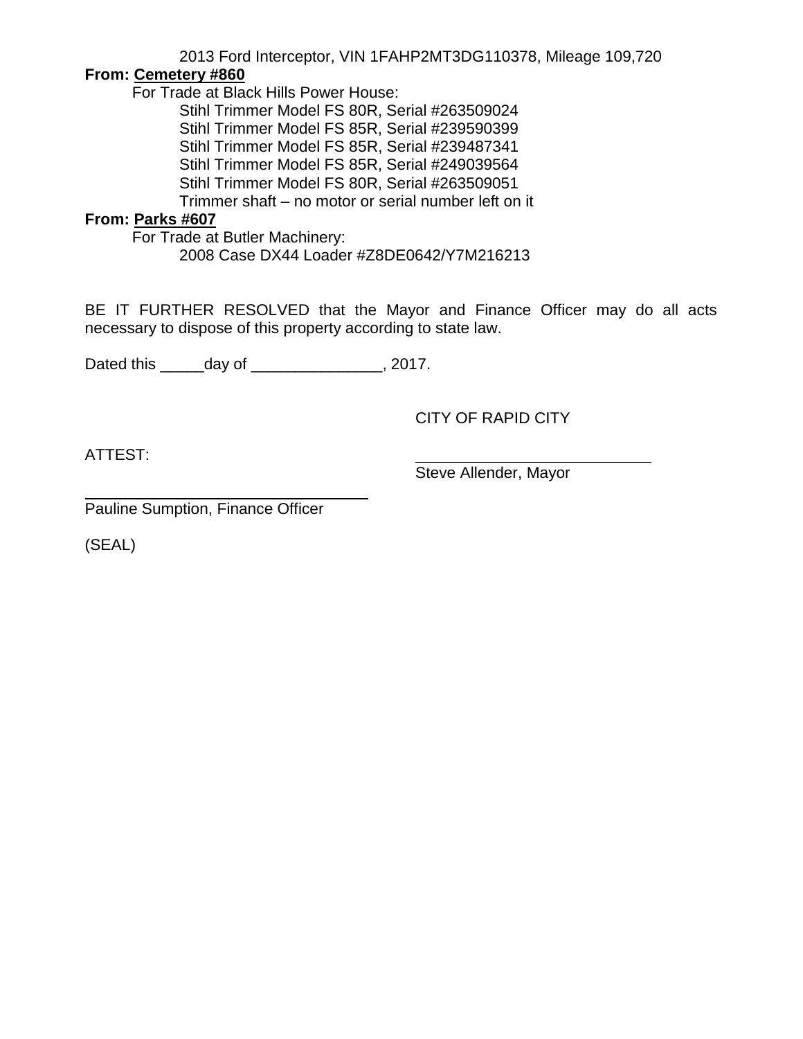2013 Ford Interceptor, VIN 1FAHP2MT3DG110378, Mileage 109,720

**From: Cemetery #860**

For Trade at Black Hills Power House:

Stihl Trimmer Model FS 80R, Serial #263509024
Stihl Trimmer Model FS 85R, Serial #239590399
Stihl Trimmer Model FS 85R, Serial #239487341
Stihl Trimmer Model FS 85R, Serial #249039564
Stihl Trimmer Model FS 80R, Serial #263509051
Trimmer shaft – no motor or serial number left on it

**From: Parks #607**

For Trade at Butler Machinery:

2008 Case DX44 Loader #Z8DE0642/Y7M216213

BE IT FURTHER RESOLVED that the Mayor and Finance Officer may do all acts necessary to dispose of this property according to state law.

Dated this _____day of _______________, 2017.

CITY OF RAPID CITY

ATTEST:

_____________________________
Steve Allender, Mayor

_____________________________
Pauline Sumption, Finance Officer

(SEAL)